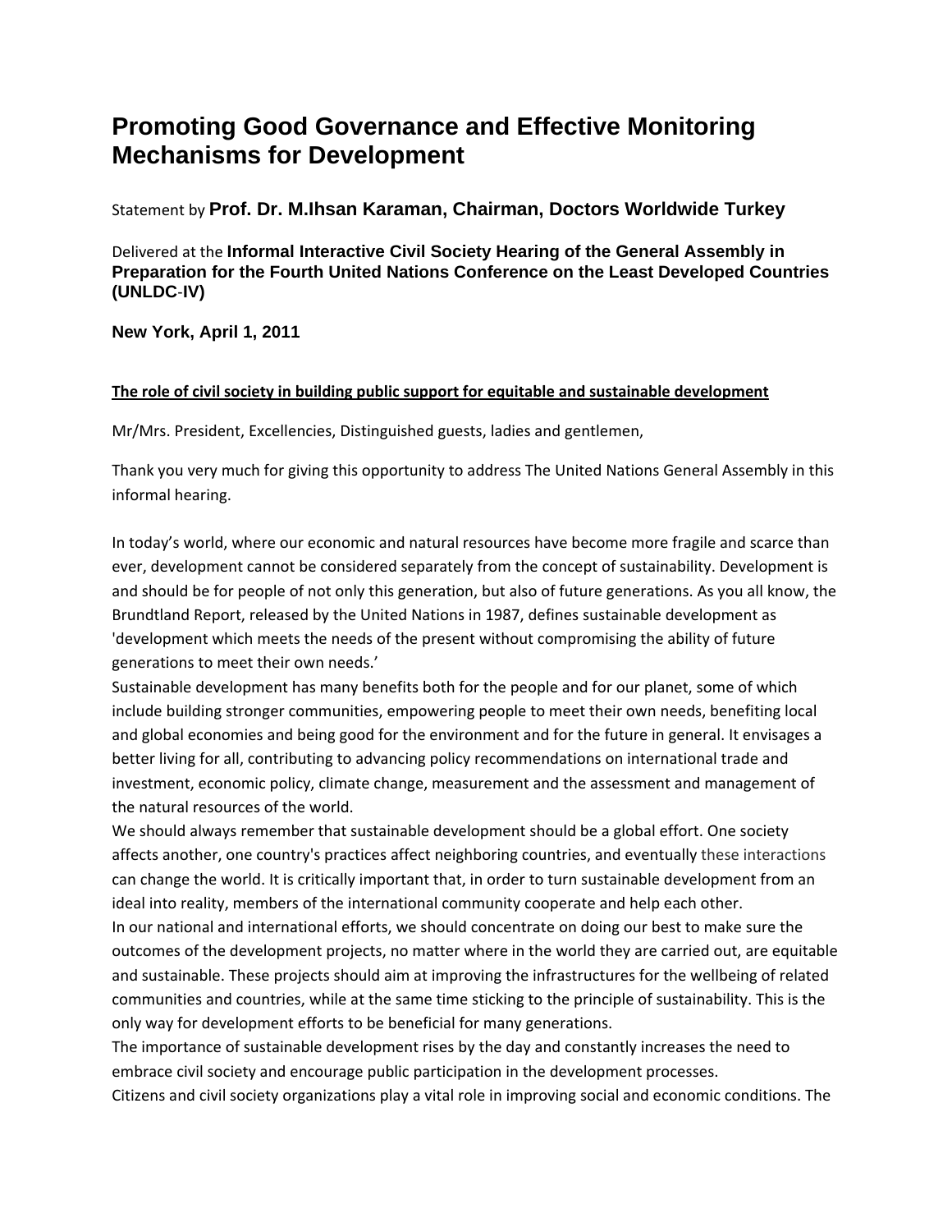# Promoting Good Governance and Effective Monitoring Mechanisms for Development

Statement by **Prof. Dr. M.Ihsan Karaman, Chairman, Doctors Worldwide Turkey**

Delivered at the **Informal Interactive Civil Society Hearing of the General Assembly in Preparation for the Fourth United Nations Conference on the Least Developed Countries (UNLDC-IV)**

**New York, April 1, 2011**

**The role of civil society in building public support for equitable and sustainable development**

Mr/Mrs. President, Excellencies, Distinguished guests, ladies and gentlemen,

Thank you very much for giving this opportunity to address The United Nations General Assembly in this informal hearing.

In today's world, where our economic and natural resources have become more fragile and scarce than ever, development cannot be considered separately from the concept of sustainability. Development is and should be for people of not only this generation, but also of future generations. As you all know, the Brundtland Report, released by the United Nations in 1987, defines sustainable development as 'development which meets the needs of the present without compromising the ability of future generations to meet their own needs.'

Sustainable development has many benefits both for the people and for our planet, some of which include building stronger communities, empowering people to meet their own needs, benefiting local and global economies and being good for the environment and for the future in general. It envisages a better living for all, contributing to advancing policy recommendations on international trade and investment, economic policy, climate change, measurement and the assessment and management of the natural resources of the world.

We should always remember that sustainable development should be a global effort. One society affects another, one country's practices affect neighboring countries, and eventually these interactions can change the world. It is critically important that, in order to turn sustainable development from an ideal into reality, members of the international community cooperate and help each other.

In our national and international efforts, we should concentrate on doing our best to make sure the outcomes of the development projects, no matter where in the world they are carried out, are equitable and sustainable. These projects should aim at improving the infrastructures for the wellbeing of related communities and countries, while at the same time sticking to the principle of sustainability. This is the only way for development efforts to be beneficial for many generations.

The importance of sustainable development rises by the day and constantly increases the need to embrace civil society and encourage public participation in the development processes.

Citizens and civil society organizations play a vital role in improving social and economic conditions. The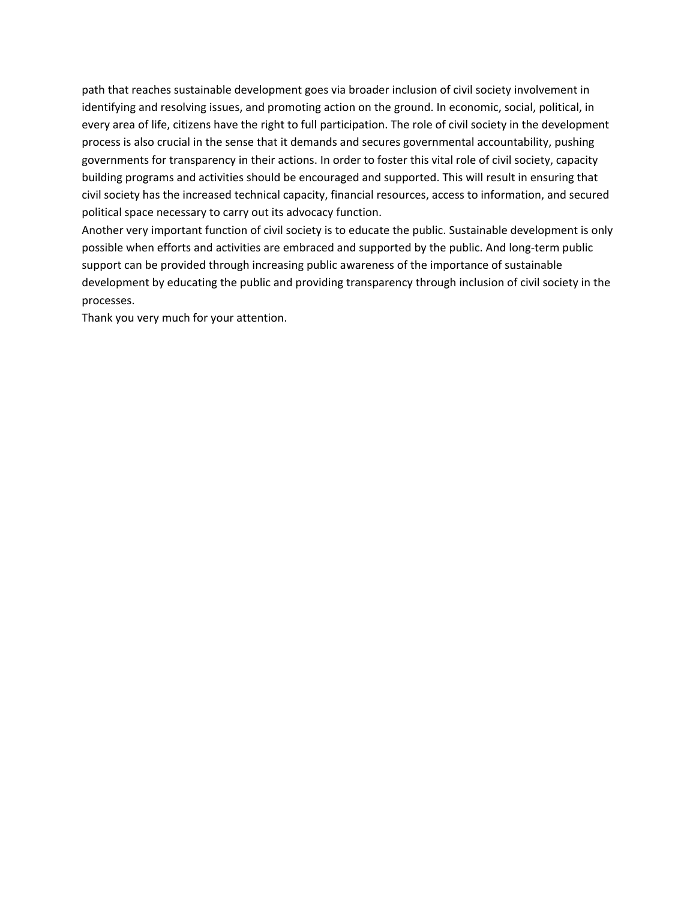path that reaches sustainable development goes via broader inclusion of civil society involvement in identifying and resolving issues, and promoting action on the ground. In economic, social, political, in every area of life, citizens have the right to full participation. The role of civil society in the development process is also crucial in the sense that it demands and secures governmental accountability, pushing governments for transparency in their actions. In order to foster this vital role of civil society, capacity building programs and activities should be encouraged and supported. This will result in ensuring that civil society has the increased technical capacity, financial resources, access to information, and secured political space necessary to carry out its advocacy function.

Another very important function of civil society is to educate the public. Sustainable development is only possible when efforts and activities are embraced and supported by the public. And long-term public support can be provided through increasing public awareness of the importance of sustainable development by educating the public and providing transparency through inclusion of civil society in the processes.

Thank you very much for your attention.